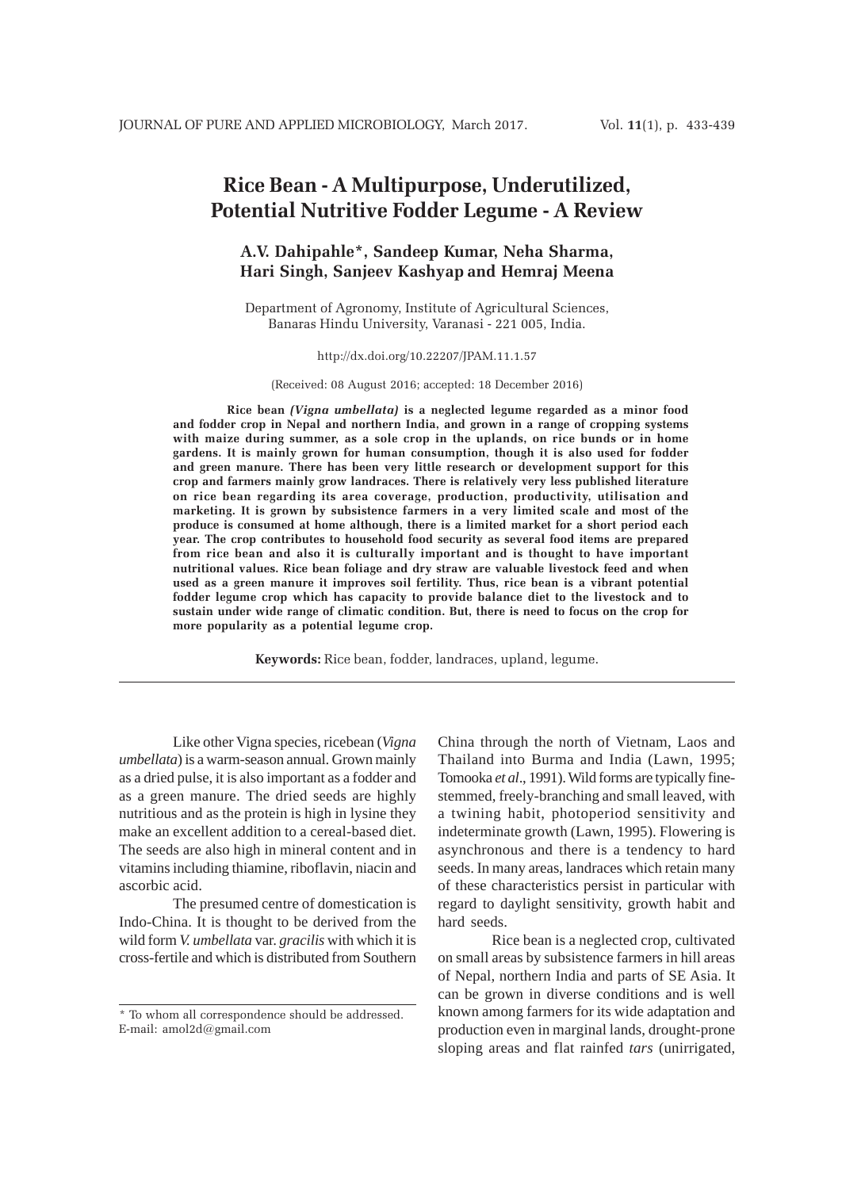# Rice Bean - A Multipurpose, Underutilized, Potential Nutritive Fodder Legume - A Review

**A.V. Dahipahle*, Sandeep Kumar, Neha Sharma, Hari Singh, Sanjeev Kashyap and Hemraj Meena**

Department of Agronomy, Institute of Agricultural Sciences, Banaras Hindu University, Varanasi - 221 005, India.

http://dx.doi.org/10.22207/JPAM.11.1.57

(Received: 08 August 2016; accepted: 18 December 2016)

**Rice bean *(Vigna umbellata)* is a neglected legume regarded as a minor food and fodder crop in Nepal and northern India, and grown in a range of cropping systems with maize during summer, as a sole crop in the uplands, on rice bunds or in home gardens. It is mainly grown for human consumption, though it is also used for fodder and green manure. There has been very little research or development support for this crop and farmers mainly grow landraces. There is relatively very less published literature on rice bean regarding its area coverage, production, productivity, utilisation and marketing. It is grown by subsistence farmers in a very limited scale and most of the produce is consumed at home although, there is a limited market for a short period each year. The crop contributes to household food security as several food items are prepared from rice bean and also it is culturally important and is thought to have important nutritional values. Rice bean foliage and dry straw are valuable livestock feed and when used as a green manure it improves soil fertility. Thus, rice bean is a vibrant potential fodder legume crop which has capacity to provide balance diet to the livestock and to sustain under wide range of climatic condition. But, there is need to focus on the crop for more popularity as a potential legume crop.**

**Keywords:** Rice bean, fodder, landraces, upland, legume.

---

Like other Vigna species, ricebean (*Vigna umbellata*) is a warm-season annual. Grown mainly as a dried pulse, it is also important as a fodder and as a green manure. The dried seeds are highly nutritious and as the protein is high in lysine they make an excellent addition to a cereal-based diet. The seeds are also high in mineral content and in vitamins including thiamine, riboflavin, niacin and ascorbic acid.

The presumed centre of domestication is Indo-China. It is thought to be derived from the wild form *V. umbellata* var. *gracilis* with which it is cross-fertile and which is distributed from Southern China through the north of Vietnam, Laos and Thailand into Burma and India (Lawn, 1995; Tomooka *et al*., 1991). Wild forms are typically fine-stemmed, freely-branching and small leaved, with a twining habit, photoperiod sensitivity and indeterminate growth (Lawn, 1995). Flowering is asynchronous and there is a tendency to hard seeds. In many areas, landraces which retain many of these characteristics persist in particular with regard to daylight sensitivity, growth habit and hard seeds.

Rice bean is a neglected crop, cultivated on small areas by subsistence farmers in hill areas of Nepal, northern India and parts of SE Asia. It can be grown in diverse conditions and is well known among farmers for its wide adaptation and production even in marginal lands, drought-prone sloping areas and flat rainfed *tars* (unirrigated,

\* To whom all correspondence should be addressed.
E-mail: amol2d@gmail.com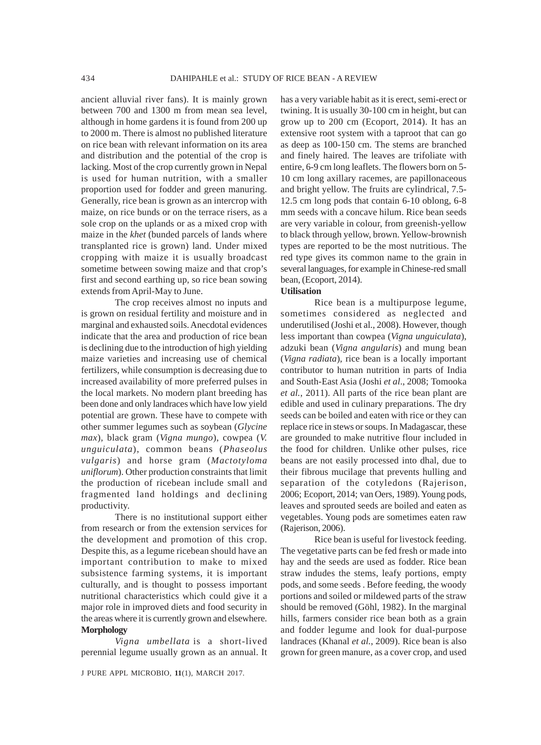ancient alluvial river fans). It is mainly grown between 700 and 1300 m from mean sea level, although in home gardens it is found from 200 up to 2000 m. There is almost no published literature on rice bean with relevant information on its area and distribution and the potential of the crop is lacking. Most of the crop currently grown in Nepal is used for human nutrition, with a smaller proportion used for fodder and green manuring. Generally, rice bean is grown as an intercrop with maize, on rice bunds or on the terrace risers, as a sole crop on the uplands or as a mixed crop with maize in the *khet* (bunded parcels of lands where transplanted rice is grown) land. Under mixed cropping with maize it is usually broadcast sometime between sowing maize and that crop's first and second earthing up, so rice bean sowing extends from April-May to June.

The crop receives almost no inputs and is grown on residual fertility and moisture and in marginal and exhausted soils. Anecdotal evidences indicate that the area and production of rice bean is declining due to the introduction of high yielding maize varieties and increasing use of chemical fertilizers, while consumption is decreasing due to increased availability of more preferred pulses in the local markets. No modern plant breeding has been done and only landraces which have low yield potential are grown. These have to compete with other summer legumes such as soybean (*Glycine max*), black gram (*Vigna mungo*), cowpea (*V. unguiculata*), common beans (*Phaseolus vulgaris*) and horse gram (*Mactotyloma uniflorum*). Other production constraints that limit the production of ricebean include small and fragmented land holdings and declining productivity.

There is no institutional support either from research or from the extension services for the development and promotion of this crop. Despite this, as a legume ricebean should have an important contribution to make to mixed subsistence farming systems, it is important culturally, and is thought to possess important nutritional characteristics which could give it a major role in improved diets and food security in the areas where it is currently grown and elsewhere.

**Morphology**

*Vigna umbellata* is a short-lived perennial legume usually grown as an annual. It has a very variable habit as it is erect, semi-erect or twining. It is usually 30-100 cm in height, but can grow up to 200 cm (Ecoport, 2014). It has an extensive root system with a taproot that can go as deep as 100-150 cm. The stems are branched and finely haired. The leaves are trifoliate with entire, 6-9 cm long leaflets. The flowers born on 5-10 cm long axillary racemes, are papillonaceous and bright yellow. The fruits are cylindrical, 7.5-12.5 cm long pods that contain 6-10 oblong, 6-8 mm seeds with a concave hilum. Rice bean seeds are very variable in colour, from greenish-yellow to black through yellow, brown. Yellow-brownish types are reported to be the most nutritious. The red type gives its common name to the grain in several languages, for example in Chinese-red small bean, (Ecoport, 2014).

**Utilisation**

Rice bean is a multipurpose legume, sometimes considered as neglected and underutilised (Joshi et al., 2008). However, though less important than cowpea (*Vigna unguiculata*), adzuki bean (*Vigna angularis*) and mung bean (*Vigna radiata*), rice bean is a locally important contributor to human nutrition in parts of India and South-East Asia (Joshi *et al*., 2008; Tomooka *et al.*, 2011). All parts of the rice bean plant are edible and used in culinary preparations. The dry seeds can be boiled and eaten with rice or they can replace rice in stews or soups. In Madagascar, these are grounded to make nutritive flour included in the food for children. Unlike other pulses, rice beans are not easily processed into dhal, due to their fibrous mucilage that prevents hulling and separation of the cotyledons (Rajerison, 2006; Ecoport, 2014; van Oers, 1989). Young pods, leaves and sprouted seeds are boiled and eaten as vegetables. Young pods are sometimes eaten raw (Rajerison, 2006).

Rice bean is useful for livestock feeding. The vegetative parts can be fed fresh or made into hay and the seeds are used as fodder. Rice bean straw indudes the stems, leafy portions, empty pods, and some seeds . Before feeding, the woody portions and soiled or mildewed parts of the straw should be removed (Göhl, 1982). In the marginal hills, farmers consider rice bean both as a grain and fodder legume and look for dual-purpose landraces (Khanal *et al.*, 2009). Rice bean is also grown for green manure, as a cover crop, and used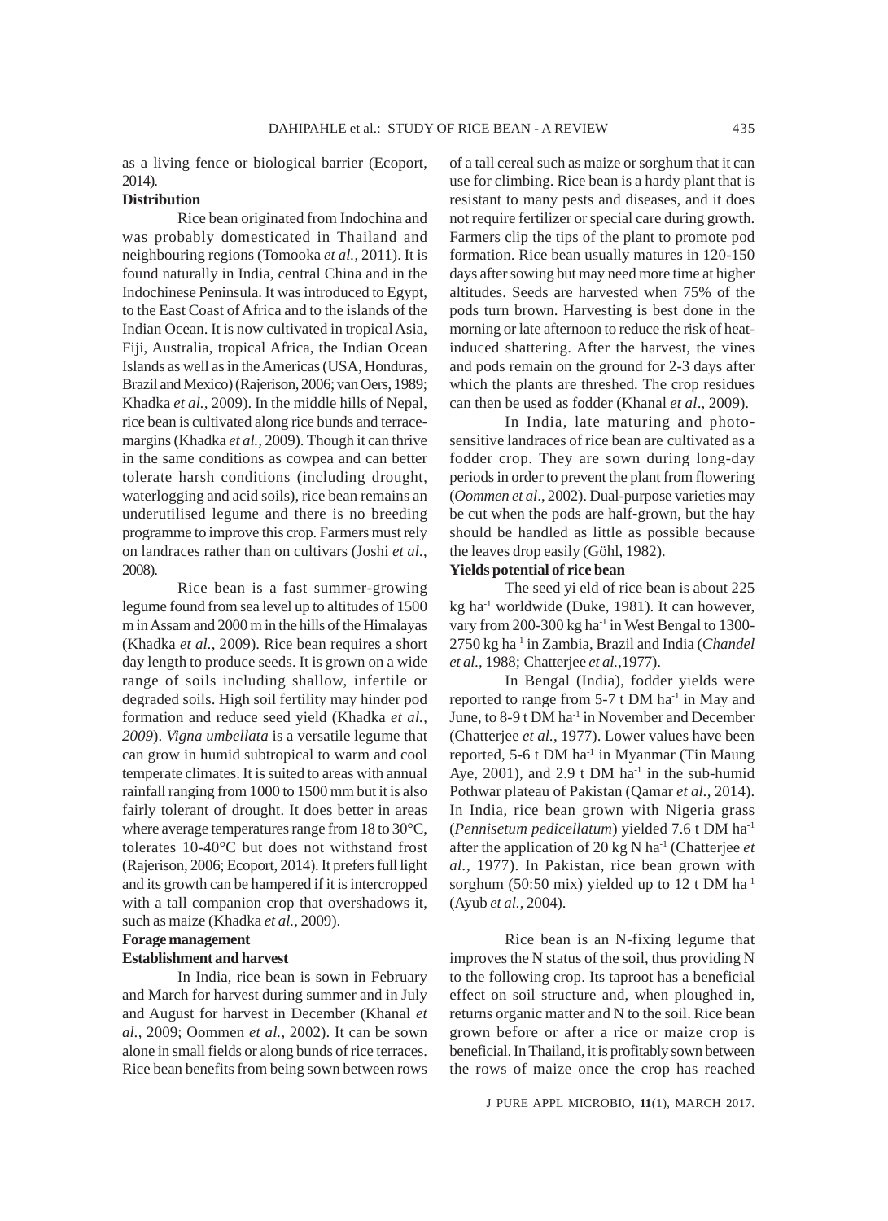as a living fence or biological barrier (Ecoport, 2014).

### Distribution

Rice bean originated from Indochina and was probably domesticated in Thailand and neighbouring regions (Tomooka *et al.*, 2011). It is found naturally in India, central China and in the Indochinese Peninsula. It was introduced to Egypt, to the East Coast of Africa and to the islands of the Indian Ocean. It is now cultivated in tropical Asia, Fiji, Australia, tropical Africa, the Indian Ocean Islands as well as in the Americas (USA, Honduras, Brazil and Mexico) (Rajerison, 2006; van Oers, 1989; Khadka *et al.,* 2009). In the middle hills of Nepal, rice bean is cultivated along rice bunds and terrace-margins (Khadka *et al.,* 2009). Though it can thrive in the same conditions as cowpea and can better tolerate harsh conditions (including drought, waterlogging and acid soils), rice bean remains an underutilised legume and there is no breeding programme to improve this crop. Farmers must rely on landraces rather than on cultivars (Joshi *et al.*, 2008).

Rice bean is a fast summer-growing legume found from sea level up to altitudes of 1500 m in Assam and 2000 m in the hills of the Himalayas (Khadka *et al.,* 2009). Rice bean requires a short day length to produce seeds. It is grown on a wide range of soils including shallow, infertile or degraded soils. High soil fertility may hinder pod formation and reduce seed yield (Khadka *et al., 2009*). *Vigna umbellata* is a versatile legume that can grow in humid subtropical to warm and cool temperate climates. It is suited to areas with annual rainfall ranging from 1000 to 1500 mm but it is also fairly tolerant of drought. It does better in areas where average temperatures range from 18 to 30°C, tolerates 10-40°C but does not withstand frost (Rajerison, 2006; Ecoport, 2014). It prefers full light and its growth can be hampered if it is intercropped with a tall companion crop that overshadows it, such as maize (Khadka *et al.,* 2009).

### Forage management

#### Establishment and harvest

In India, rice bean is sown in February and March for harvest during summer and in July and August for harvest in December (Khanal *et al.*, 2009; Oommen *et al.,* 2002). It can be sown alone in small fields or along bunds of rice terraces. Rice bean benefits from being sown between rows of a tall cereal such as maize or sorghum that it can use for climbing. Rice bean is a hardy plant that is resistant to many pests and diseases, and it does not require fertilizer or special care during growth. Farmers clip the tips of the plant to promote pod formation. Rice bean usually matures in 120-150 days after sowing but may need more time at higher altitudes. Seeds are harvested when 75% of the pods turn brown. Harvesting is best done in the morning or late afternoon to reduce the risk of heat-induced shattering. After the harvest, the vines and pods remain on the ground for 2-3 days after which the plants are threshed. The crop residues can then be used as fodder (Khanal *et al*., 2009).

In India, late maturing and photo-sensitive landraces of rice bean are cultivated as a fodder crop. They are sown during long-day periods in order to prevent the plant from flowering (*Oommen et al*., 2002). Dual-purpose varieties may be cut when the pods are half-grown, but the hay should be handled as little as possible because the leaves drop easily (Göhl, 1982).

### Yields potential of rice bean

The seed yi eld of rice bean is about 225 kg $ha^{-1}$ worldwide (Duke, 1981). It can however, vary from 200-300 kg $ha^{-1}$ in West Bengal to 1300-2750 kg $ha^{-1}$ in Zambia, Brazil and India (*Chandel et al.,* 1988; Chatterjee *et al.,*1977).

In Bengal (India), fodder yields were reported to range from 5-7 t DM $ha^{-1}$ in May and June, to 8-9 t DM $ha^{-1}$ in November and December (Chatterjee *et al.*, 1977). Lower values have been reported, 5-6 t DM $ha^{-1}$ in Myanmar (Tin Maung Aye, 2001), and 2.9 t DM $ha^{-1}$ in the sub-humid Pothwar plateau of Pakistan (Qamar *et al.,* 2014). In India, rice bean grown with Nigeria grass (*Pennisetum pedicellatum*) yielded 7.6 t DM $ha^{-1}$ after the application of 20 kg N $ha^{-1}$ (Chatterjee *et al.,* 1977). In Pakistan, rice bean grown with sorghum (50:50 mix) yielded up to 12 t DM $ha^{-1}$ (Ayub *et al.*, 2004).

Rice bean is an N-fixing legume that improves the N status of the soil, thus providing N to the following crop. Its taproot has a beneficial effect on soil structure and, when ploughed in, returns organic matter and N to the soil. Rice bean grown before or after a rice or maize crop is beneficial. In Thailand, it is profitably sown between the rows of maize once the crop has reached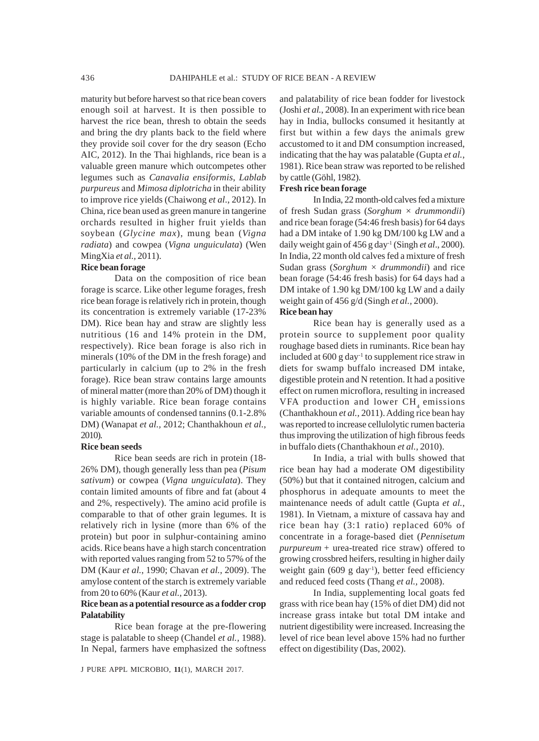maturity but before harvest so that rice bean covers enough soil at harvest. It is then possible to harvest the rice bean, thresh to obtain the seeds and bring the dry plants back to the field where they provide soil cover for the dry season (Echo AIC, 2012). In the Thai highlands, rice bean is a valuable green manure which outcompetes other legumes such as *Canavalia ensiformis*, *Lablab purpureus* and *Mimosa diplotricha* in their ability to improve rice yields (Chaiwong *et al.*, 2012). In China, rice bean used as green manure in tangerine orchards resulted in higher fruit yields than soybean (*Glycine max*), mung bean (*Vigna radiata*) and cowpea (*Vigna unguiculata*) (Wen MingXia *et al.*, 2011).

**Rice bean forage**

Data on the composition of rice bean forage is scarce. Like other legume forages, fresh rice bean forage is relatively rich in protein, though its concentration is extremely variable (17-23% DM). Rice bean hay and straw are slightly less nutritious (16 and 14% protein in the DM, respectively). Rice bean forage is also rich in minerals (10% of the DM in the fresh forage) and particularly in calcium (up to 2% in the fresh forage). Rice bean straw contains large amounts of mineral matter (more than 20% of DM) though it is highly variable. Rice bean forage contains variable amounts of condensed tannins (0.1-2.8% DM) (Wanapat *et al.*, 2012; Chanthakhoun *et al.*, 2010).

**Rice bean seeds**

Rice bean seeds are rich in protein (18-26% DM), though generally less than pea (*Pisum sativum*) or cowpea (*Vigna unguiculata*). They contain limited amounts of fibre and fat (about 4 and 2%, respectively). The amino acid profile is comparable to that of other grain legumes. It is relatively rich in lysine (more than 6% of the protein) but poor in sulphur-containing amino acids. Rice beans have a high starch concentration with reported values ranging from 52 to 57% of the DM (Kaur *et al.*, 1990; Chavan *et al.*, 2009). The amylose content of the starch is extremely variable from 20 to 60% (Kaur *et al.*, 2013).

**Rice bean as a potential resource as a fodder crop**

**Palatability**

Rice bean forage at the pre-flowering stage is palatable to sheep (Chandel *et al.*, 1988). In Nepal, farmers have emphasized the softness and palatability of rice bean fodder for livestock (Joshi *et al.*, 2008). In an experiment with rice bean hay in India, bullocks consumed it hesitantly at first but within a few days the animals grew accustomed to it and DM consumption increased, indicating that the hay was palatable (Gupta *et al.*, 1981). Rice bean straw was reported to be relished by cattle (Göhl, 1982).

**Fresh rice bean forage**

In India, 22 month-old calves fed a mixture of fresh Sudan grass (*Sorghum* × *drummondii*) and rice bean forage (54:46 fresh basis) for 64 days had a DM intake of 1.90 kg DM/100 kg LW and a daily weight gain of 456 g $day^{-1}$ (Singh *et al*., 2000). In India, 22 month old calves fed a mixture of fresh Sudan grass (*Sorghum* × *drummondii*) and rice bean forage (54:46 fresh basis) for 64 days had a DM intake of 1.90 kg DM/100 kg LW and a daily weight gain of 456 g/d (Singh *et al.*, 2000).

**Rice bean hay**

Rice bean hay is generally used as a protein source to supplement poor quality roughage based diets in ruminants. Rice bean hay included at 600 g $day^{-1}$ to supplement rice straw in diets for swamp buffalo increased DM intake, digestible protein and N retention. It had a positive effect on rumen microflora, resulting in increased VFA production and lower $CH_4$ emissions (Chanthakhoun *et al.*, 2011). Adding rice bean hay was reported to increase cellulolytic rumen bacteria thus improving the utilization of high fibrous feeds in buffalo diets (Chanthakhoun *et al.*, 2010).

In India, a trial with bulls showed that rice bean hay had a moderate OM digestibility (50%) but that it contained nitrogen, calcium and phosphorus in adequate amounts to meet the maintenance needs of adult cattle (Gupta *et al.*, 1981). In Vietnam, a mixture of cassava hay and rice bean hay (3:1 ratio) replaced 60% of concentrate in a forage-based diet (*Pennisetum purpureum* + urea-treated rice straw) offered to growing crossbred heifers, resulting in higher daily weight gain (609 g $day^{-1}$), better feed efficiency and reduced feed costs (Thang *et al.*, 2008).

In India, supplementing local goats fed grass with rice bean hay (15% of diet DM) did not increase grass intake but total DM intake and nutrient digestibility were increased. Increasing the level of rice bean level above 15% had no further effect on digestibility (Das, 2002).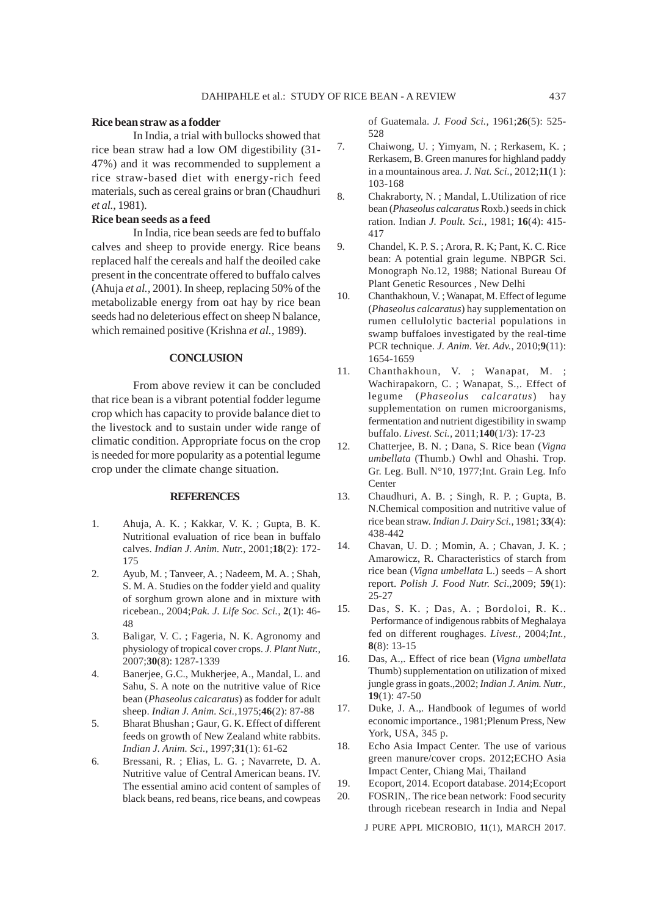### Rice bean straw as a fodder

In India, a trial with bullocks showed that rice bean straw had a low OM digestibility (31-47%) and it was recommended to supplement a rice straw-based diet with energy-rich feed materials, such as cereal grains or bran (Chaudhuri *et al.*, 1981).

### Rice bean seeds as a feed

In India, rice bean seeds are fed to buffalo calves and sheep to provide energy. Rice beans replaced half the cereals and half the deoiled cake present in the concentrate offered to buffalo calves (Ahuja *et al.*, 2001). In sheep, replacing 50% of the metabolizable energy from oat hay by rice bean seeds had no deleterious effect on sheep N balance, which remained positive (Krishna *et al.*, 1989).

## CONCLUSION

From above review it can be concluded that rice bean is a vibrant potential fodder legume crop which has capacity to provide balance diet to the livestock and to sustain under wide range of climatic condition. Appropriate focus on the crop is needed for more popularity as a potential legume crop under the climate change situation.

## REFERENCES

1. Ahuja, A. K. ; Kakkar, V. K. ; Gupta, B. K. Nutritional evaluation of rice bean in buffalo calves. *Indian J. Anim. Nutr.*, 2001;**18**(2): 172-175
2. Ayub, M. ; Tanveer, A. ; Nadeem, M. A. ; Shah, S. M. A. Studies on the fodder yield and quality of sorghum grown alone and in mixture with ricebean., 2004;*Pak. J. Life Soc. Sci.*, **2**(1): 46-48
3. Baligar, V. C. ; Fageria, N. K. Agronomy and physiology of tropical cover crops. *J. Plant Nutr.*, 2007;**30**(8): 1287-1339
4. Banerjee, G.C., Mukherjee, A., Mandal, L. and Sahu, S. A note on the nutritive value of Rice bean (*Phaseolus calcaratus*) as fodder for adult sheep. *Indian J. Anim. Sci.*,1975;**46**(2): 87-88
5. Bharat Bhushan ; Gaur, G. K. Effect of different feeds on growth of New Zealand white rabbits. *Indian J. Anim. Sci.*, 1997;**31**(1): 61-62
6. Bressani, R. ; Elias, L. G. ; Navarrete, D. A. Nutritive value of Central American beans. IV. The essential amino acid content of samples of black beans, red beans, rice beans, and cowpeas of Guatemala. *J. Food Sci.*, 1961;**26**(5): 525-528
7. Chaiwong, U. ; Yimyam, N. ; Rerkasem, K. ; Rerkasem, B. Green manures for highland paddy in a mountainous area. *J. Nat. Sci.*, 2012;**11**(1 ): 103-168
8. Chakraborty, N. ; Mandal, L.Utilization of rice bean (*Phaseolus calcaratus* Roxb.) seeds in chick ration. Indian *J. Poult. Sci.*, 1981; **16**(4): 415-417
9. Chandel, K. P. S. ; Arora, R. K; Pant, K. C. Rice bean: A potential grain legume. NBPGR Sci. Monograph No.12, 1988; National Bureau Of Plant Genetic Resources , New Delhi
10. Chanthakhoun, V. ; Wanapat, M. Effect of legume (*Phaseolus calcaratus*) hay supplementation on rumen cellulolytic bacterial populations in swamp buffaloes investigated by the real-time PCR technique. *J. Anim. Vet. Adv.*, 2010;**9**(11): 1654-1659
11. Chanthakhoun, V. ; Wanapat, M. ; Wachirapakorn, C. ; Wanapat, S.,. Effect of legume (*Phaseolus calcaratus*) hay supplementation on rumen microorganisms, fermentation and nutrient digestibility in swamp buffalo. *Livest. Sci.*, 2011;**140**(1/3): 17-23
12. Chatterjee, B. N. ; Dana, S. Rice bean (*Vigna umbellata* (Thumb.) Owhl and Ohashi. Trop. Gr. Leg. Bull. N°10, 1977;Int. Grain Leg. Info Center
13. Chaudhuri, A. B. ; Singh, R. P. ; Gupta, B. N.Chemical composition and nutritive value of rice bean straw. *Indian J. Dairy Sci.*, 1981; **33**(4): 438-442
14. Chavan, U. D. ; Momin, A. ; Chavan, J. K. ; Amarowicz, R. Characteristics of starch from rice bean (*Vigna umbellata* L.) seeds – A short report. *Polish J. Food Nutr. Sci*.,2009; **59**(1): 25-27
15. Das, S. K. ; Das, A. ; Bordoloi, R. K.. Performance of indigenous rabbits of Meghalaya fed on different roughages. *Livest.*, 2004;*Int.*, **8**(8): 13-15
16. Das, A.,. Effect of rice bean (*Vigna umbellata* Thumb) supplementation on utilization of mixed jungle grass in goats.,2002; *Indian J. Anim. Nutr.*, **19**(1): 47-50
17. Duke, J. A.,. Handbook of legumes of world economic importance., 1981;Plenum Press, New York, USA, 345 p.
18. Echo Asia Impact Center. The use of various green manure/cover crops. 2012;ECHO Asia Impact Center, Chiang Mai, Thailand
19. Ecoport, 2014. Ecoport database. 2014;Ecoport
20. FOSRIN,. The rice bean network: Food security through ricebean research in India and Nepal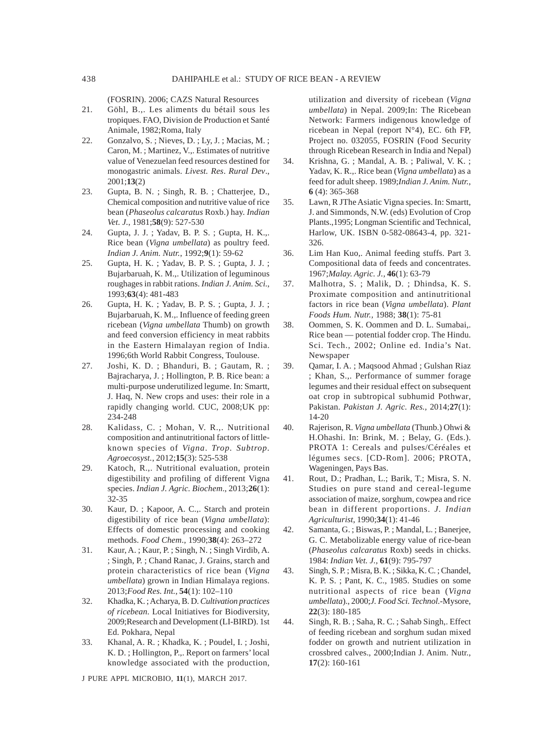(FOSRIN). 2006; CAZS Natural Resources

21. Göhl, B.,. Les aliments du bétail sous les tropiques. FAO, Division de Production et Santé Animale, 1982;Roma, Italy
22. Gonzalvo, S. ; Nieves, D. ; Ly, J. ; Macias, M. ; Caron, M. ; Martinez, V.,. Estimates of nutritive value of Venezuelan feed resources destined for monogastric animals. *Livest. Res. Rural Dev*., 2001;**13**(2)
23. Gupta, B. N. ; Singh, R. B. ; Chatterjee, D., Chemical composition and nutritive value of rice bean (*Phaseolus calcaratus* Roxb.) hay. *Indian Vet. J.*, 1981;**58**(9): 527-530
24. Gupta, J. J. ; Yadav, B. P. S. ; Gupta, H. K.,. Rice bean (*Vigna umbellata*) as poultry feed. *Indian J. Anim. Nutr.*, 1992;**9**(1): 59-62
25. Gupta, H. K. ; Yadav, B. P. S. ; Gupta, J. J. ; Bujarbaruah, K. M.,. Utilization of leguminous roughages in rabbit rations. *Indian J. Anim. Sci.*, 1993;**63**(4): 481-483
26. Gupta, H. K. ; Yadav, B. P. S. ; Gupta, J. J. ; Bujarbaruah, K. M.,. Influence of feeding green ricebean (*Vigna umbellata* Thumb) on growth and feed conversion efficiency in meat rabbits in the Eastern Himalayan region of India. 1996;6th World Rabbit Congress, Toulouse.
27. Joshi, K. D. ; Bhanduri, B. ; Gautam, R. ; Bajracharya, J. ; Hollington, P. B. Rice bean: a multi-purpose underutilized legume. In: Smartt, J. Haq, N. New crops and uses: their role in a rapidly changing world. CUC, 2008;UK pp: 234-248
28. Kalidass, C. ; Mohan, V. R.,. Nutritional composition and antinutritional factors of little-known species of *Vigna*. *Trop. Subtrop. Agroecosyst.*, 2012;**15**(3): 525-538
29. Katoch, R.,. Nutritional evaluation, protein digestibility and profiling of different Vigna species. *Indian J. Agric. Biochem*., 2013;**26**(1): 32-35
30. Kaur, D. ; Kapoor, A. C.,. Starch and protein digestibility of rice bean (*Vigna umbellata*): Effects of domestic processing and cooking methods. *Food Chem*., 1990;**38**(4): 263–272
31. Kaur, A. ; Kaur, P. ; Singh, N. ; Singh Virdib, A. ; Singh, P. ; Chand Ranac, J. Grains, starch and protein characteristics of rice bean (*Vigna umbellata*) grown in Indian Himalaya regions. 2013;*Food Res. Int.*, **54**(1): 102–110
32. Khadka, K. ; Acharya, B. D. *Cultivation practices of ricebean*. Local Initiatives for Biodiversity, 2009;Research and Development (LI-BIRD). 1st Ed. Pokhara, Nepal
33. Khanal, A. R. ; Khadka, K. ; Poudel, I. ; Joshi, K. D. ; Hollington, P.,. Report on farmers' local knowledge associated with the production, utilization and diversity of ricebean (*Vigna umbellata*) in Nepal. 2009;In: The Ricebean Network: Farmers indigenous knowledge of ricebean in Nepal (report N°4), EC. 6th FP, Project no. 032055, FOSRIN (Food Security through Ricebean Research in India and Nepal)
34. Krishna, G. ; Mandal, A. B. ; Paliwal, V. K. ; Yadav, K. R.,. Rice bean (*Vigna umbellata*) as a feed for adult sheep. 1989;*Indian J. Anim. Nutr.*, **6** (4): 365-368
35. Lawn, R JThe Asiatic Vigna species. In: Smartt, J. and Simmonds, N.W. (eds) Evolution of Crop Plants.,1995; Longman Scientific and Technical, Harlow, UK. ISBN 0-582-08643-4, pp. 321-326.
36. Lim Han Kuo,. Animal feeding stuffs. Part 3. Compositional data of feeds and concentrates. 1967;*Malay. Agric. J.*, **46**(1): 63-79
37. Malhotra, S. ; Malik, D. ; Dhindsa, K. S. Proximate composition and antinutritional factors in rice bean (*Vigna umbellata*). *Plant Foods Hum. Nutr.*, 1988; **38**(1): 75-81
38. Oommen, S. K. Oommen and D. L. Sumabai,. Rice bean — potential fodder crop. The Hindu. Sci. Tech., 2002; Online ed. India's Nat. Newspaper
39. Qamar, I. A. ; Maqsood Ahmad ; Gulshan Riaz ; Khan, S.,. Performance of summer forage legumes and their residual effect on subsequent oat crop in subtropical subhumid Pothwar, Pakistan. *Pakistan J. Agric. Res.*, 2014;**27**(1): 14-20
40. Rajerison, R. *Vigna umbellata* (Thunb.) Ohwi & H.Ohashi. In: Brink, M. ; Belay, G. (Eds.). PROTA 1: Cereals and pulses/Céréales et légumes secs. [CD-Rom]. 2006; PROTA, Wageningen, Pays Bas.
41. Rout, D.; Pradhan, L.; Barik, T.; Misra, S. N. Studies on pure stand and cereal-legume association of maize, sorghum, cowpea and rice bean in different proportions. *J. Indian Agriculturist*, 1990;**34**(1): 41-46
42. Samanta, G. ; Biswas, P. ; Mandal, L. ; Banerjee, G. C. Metabolizable energy value of rice-bean (*Phaseolus calcaratus* Roxb) seeds in chicks. 1984: *Indian Vet. J.*, **61**(9): 795-797
43. Singh, S. P. ; Misra, B. K. ; Sikka, K. C. ; Chandel, K. P. S. ; Pant, K. C., 1985. Studies on some nutritional aspects of rice bean (*Vigna umbellata*)., 2000;*J. Food Sci. Technol.*-Mysore, **22**(3): 180-185
44. Singh, R. B. ; Saha, R. C. ; Sahab Singh,. Effect of feeding ricebean and sorghum sudan mixed fodder on growth and nutrient utilization in crossbred calves., 2000;Indian J. Anim. Nutr., **17**(2): 160-161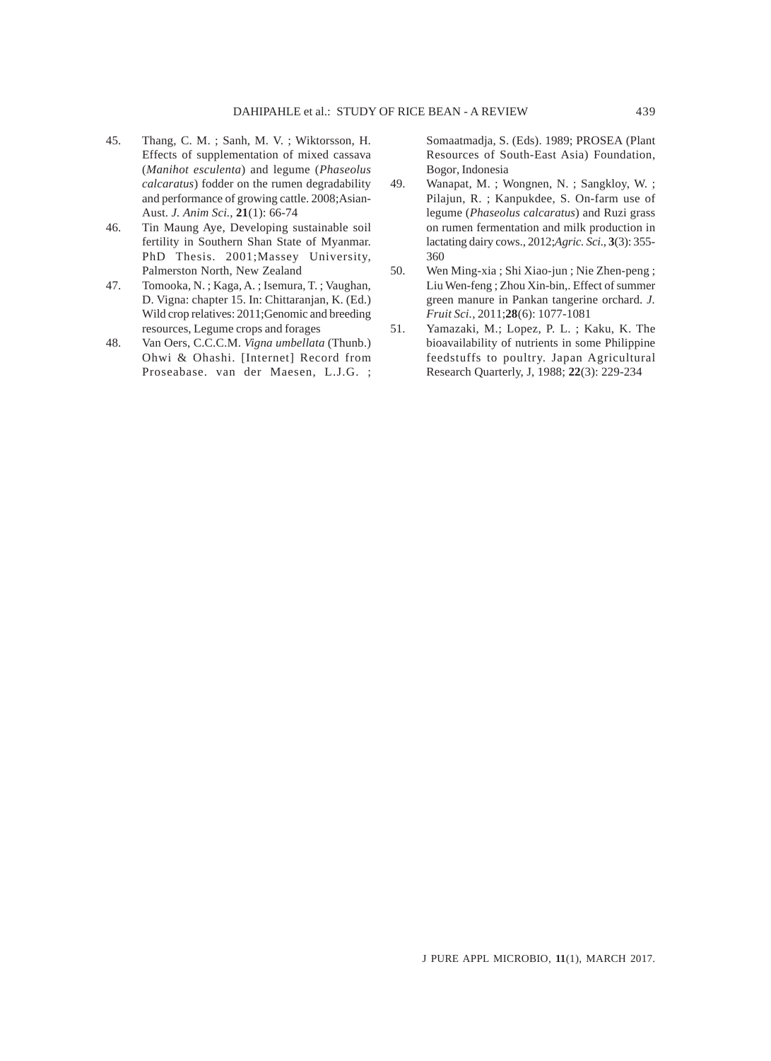45. Thang, C. M. ; Sanh, M. V. ; Wiktorsson, H. Effects of supplementation of mixed cassava (*Manihot esculenta*) and legume (*Phaseolus calcaratus*) fodder on the rumen degradability and performance of growing cattle. 2008;Asian-Aust. *J. Anim Sci.*, **21**(1): 66-74
46. Tin Maung Aye, Developing sustainable soil fertility in Southern Shan State of Myanmar. PhD Thesis. 2001;Massey University, Palmerston North, New Zealand
47. Tomooka, N. ; Kaga, A. ; Isemura, T. ; Vaughan, D. Vigna: chapter 15. In: Chittaranjan, K. (Ed.) Wild crop relatives: 2011;Genomic and breeding resources, Legume crops and forages
48. Van Oers, C.C.C.M. *Vigna umbellata* (Thunb.) Ohwi & Ohashi. [Internet] Record from Proseabase. van der Maesen, L.J.G. ; Somaatmadja, S. (Eds). 1989; PROSEA (Plant Resources of South-East Asia) Foundation, Bogor, Indonesia
49. Wanapat, M. ; Wongnen, N. ; Sangkloy, W. ; Pilajun, R. ; Kanpukdee, S. On-farm use of legume (*Phaseolus calcaratus*) and Ruzi grass on rumen fermentation and milk production in lactating dairy cows., 2012;*Agric. Sci.*, **3**(3): 355-360
50. Wen Ming-xia ; Shi Xiao-jun ; Nie Zhen-peng ; Liu Wen-feng ; Zhou Xin-bin,. Effect of summer green manure in Pankan tangerine orchard. *J. Fruit Sci.*, 2011;**28**(6): 1077-1081
51. Yamazaki, M.; Lopez, P. L. ; Kaku, K. The bioavailability of nutrients in some Philippine feedstuffs to poultry. Japan Agricultural Research Quarterly, J, 1988; **22**(3): 229-234